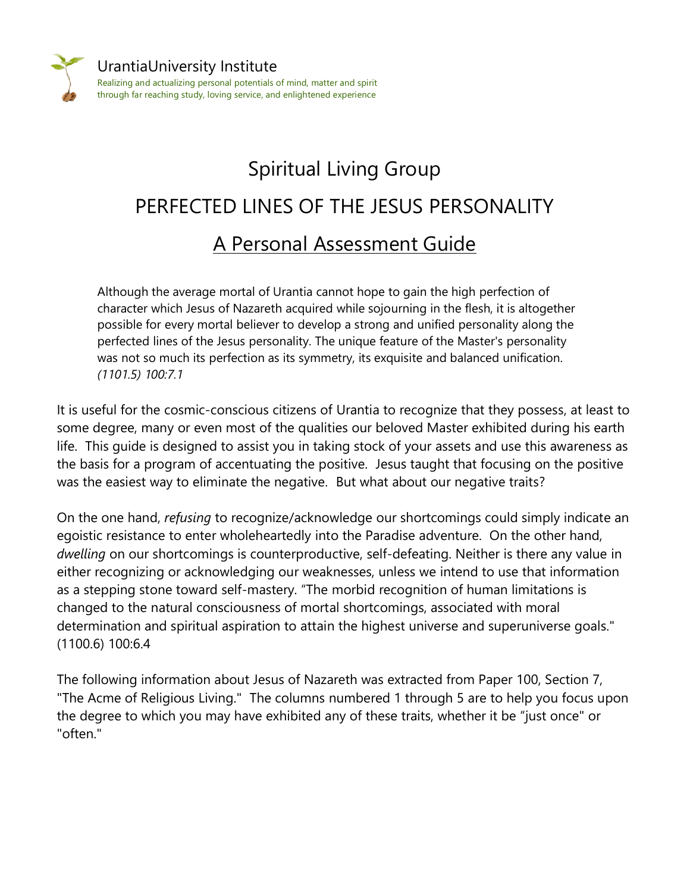UrantiaUniversity Institute

Realizing and actualizing personal potentials of mind, matter and spirit through far reaching study, loving service, and enlightened experience

# Spiritual Living Group

# PERFECTED LINES OF THE JESUS PERSONALITY

## A Personal Assessment Guide

> Although the average mortal of Urantia cannot hope to gain the high perfection of character which Jesus of Nazareth acquired while sojourning in the flesh, it is altogether possible for every mortal believer to develop a strong and unified personality along the perfected lines of the Jesus personality. The unique feature of the Master's personality was not so much its perfection as its symmetry, its exquisite and balanced unification. *(1101.5) 100:7.1*

It is useful for the cosmic-conscious citizens of Urantia to recognize that they possess, at least to some degree, many or even most of the qualities our beloved Master exhibited during his earth life. This guide is designed to assist you in taking stock of your assets and use this awareness as the basis for a program of accentuating the positive. Jesus taught that focusing on the positive was the easiest way to eliminate the negative. But what about our negative traits?

On the one hand, *refusing* to recognize/acknowledge our shortcomings could simply indicate an egoistic resistance to enter wholeheartedly into the Paradise adventure. On the other hand, *dwelling* on our shortcomings is counterproductive, self-defeating. Neither is there any value in either recognizing or acknowledging our weaknesses, unless we intend to use that information as a stepping stone toward self-mastery. "The morbid recognition of human limitations is changed to the natural consciousness of mortal shortcomings, associated with moral determination and spiritual aspiration to attain the highest universe and superuniverse goals." (1100.6) 100:6.4

The following information about Jesus of Nazareth was extracted from Paper 100, Section 7, "The Acme of Religious Living." The columns numbered 1 through 5 are to help you focus upon the degree to which you may have exhibited any of these traits, whether it be "just once" or "often."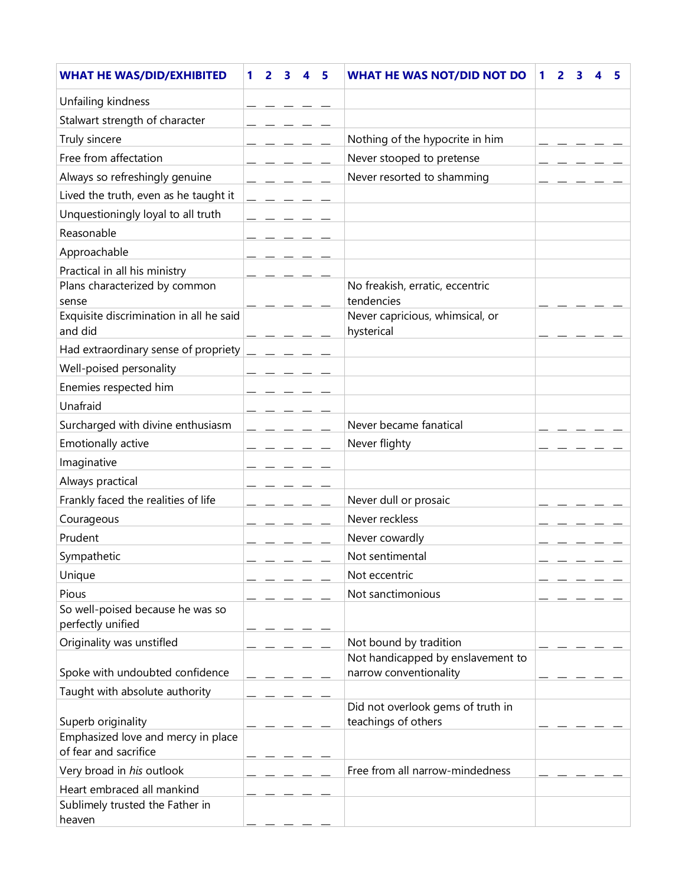| WHAT HE WAS/DID/EXHIBITED | 1 | 2 | 3 | 4 | 5 | WHAT HE WAS NOT/DID NOT DO | 1 | 2 | 3 | 4 | 5 |
|---|---|---|---|---|---|---|---|---|---|---|---|
| Unfailing kindness | _ | _ | _ | _ | _ | | | | | | |
| Stalwart strength of character | _ | _ | _ | _ | _ | | | | | | |
| Truly sincere | _ | _ | _ | _ | _ | Nothing of the hypocrite in him | _ | _ | _ | _ | _ |
| Free from affectation | _ | _ | _ | _ | _ | Never stooped to pretense | _ | _ | _ | _ | _ |
| Always so refreshingly genuine | _ | _ | _ | _ | _ | Never resorted to shamming | _ | _ | _ | _ | _ |
| Lived the truth, even as he taught it | _ | _ | _ | _ | _ | | | | | | |
| Unquestioningly loyal to all truth | _ | _ | _ | _ | _ | | | | | | |
| Reasonable | _ | _ | _ | _ | _ | | | | | | |
| Approachable | _ | _ | _ | _ | _ | | | | | | |
| Practical in all his ministry | _ | _ | _ | _ | _ | | | | | | |
| Plans characterized by common sense | _ | _ | _ | _ | _ | No freakish, erratic, eccentric tendencies | _ | _ | _ | _ | _ |
| Exquisite discrimination in all he said and did | _ | _ | _ | _ | _ | Never capricious, whimsical, or hysterical | _ | _ | _ | _ | _ |
| Had extraordinary sense of propriety | _ | _ | _ | _ | _ | | | | | | |
| Well-poised personality | _ | _ | _ | _ | _ | | | | | | |
| Enemies respected him | _ | _ | _ | _ | _ | | | | | | |
| Unafraid | _ | _ | _ | _ | _ | | | | | | |
| Surcharged with divine enthusiasm | _ | _ | _ | _ | _ | Never became fanatical | _ | _ | _ | _ | _ |
| Emotionally active | _ | _ | _ | _ | _ | Never flighty | _ | _ | _ | _ | _ |
| Imaginative | _ | _ | _ | _ | _ | | | | | | |
| Always practical | _ | _ | _ | _ | _ | | | | | | |
| Frankly faced the realities of life | _ | _ | _ | _ | _ | Never dull or prosaic | _ | _ | _ | _ | _ |
| Courageous | _ | _ | _ | _ | _ | Never reckless | _ | _ | _ | _ | _ |
| Prudent | _ | _ | _ | _ | _ | Never cowardly | _ | _ | _ | _ | _ |
| Sympathetic | _ | _ | _ | _ | _ | Not sentimental | _ | _ | _ | _ | _ |
| Unique | _ | _ | _ | _ | _ | Not eccentric | _ | _ | _ | _ | _ |
| Pious | _ | _ | _ | _ | _ | Not sanctimonious | _ | _ | _ | _ | _ |
| So well-poised because he was so perfectly unified | _ | _ | _ | _ | _ | | | | | | |
| Originality was unstifled | _ | _ | _ | _ | _ | Not bound by tradition | _ | _ | _ | _ | _ |
| Spoke with undoubted confidence | _ | _ | _ | _ | _ | Not handicapped by enslavement to narrow conventionality | _ | _ | _ | _ | _ |
| Taught with absolute authority | _ | _ | _ | _ | _ | | | | | | |
| Superb originality | _ | _ | _ | _ | _ | Did not overlook gems of truth in teachings of others | _ | _ | _ | _ | _ |
| Emphasized love and mercy in place of fear and sacrifice | _ | _ | _ | _ | _ | | | | | | |
| Very broad in *his* outlook | _ | _ | _ | _ | _ | Free from all narrow-mindedness | _ | _ | _ | _ | _ |
| Heart embraced all mankind | _ | _ | _ | _ | _ | | | | | | |
| Sublimely trusted the Father in heaven | _ | _ | _ | _ | _ | | | | | | |